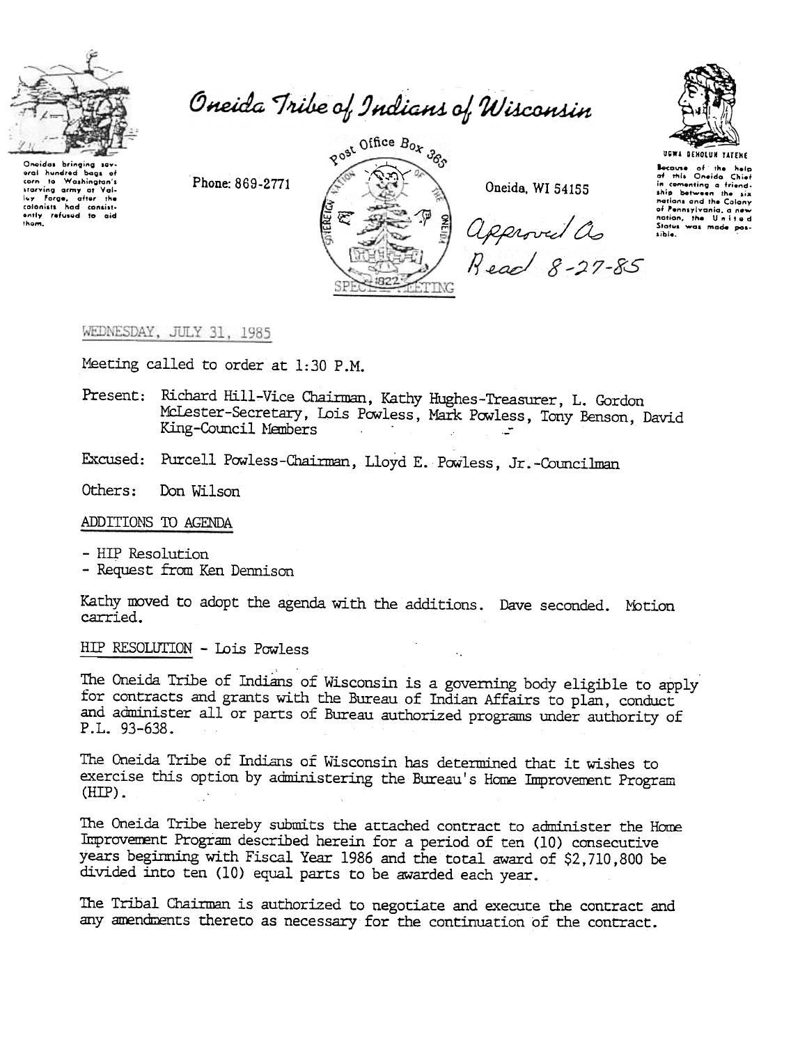# Oneida Tribe of Indians of Wisconsin

Oneidas bringing several hundred bags of corn to Washington's starving army at Valley Forge, after the colonists had consistently refused to aid them.

Phone: 869-2771

Post Office Box 365

Oneida, WI 54155

UGWA DEHOLUN YATEHE

Because of the help of this Oneida Chief in cementing a friendship between the six nations and the Colony of Pennsylvania, a new nation, the United States was made possible.

SPECIAL MEETING

*Approved As Read 8-27-85*

WEDNESDAY, JULY 31, 1985

Meeting called to order at 1:30 P.M.

Present: Richard Hill-Vice Chairman, Kathy Hughes-Treasurer, L. Gordon McLester-Secretary, Lois Powless, Mark Powless, Tony Benson, David King-Council Members

Excused: Purcell Powless-Chairman, Lloyd E. Powless, Jr.-Councilman

Others: Don Wilson

## ADDITIONS TO AGENDA

- HIP Resolution
- Request from Ken Dennison

Kathy moved to adopt the agenda with the additions. Dave seconded. Motion carried.

## HIP RESOLUTION - Lois Powless

The Oneida Tribe of Indians of Wisconsin is a governing body eligible to apply for contracts and grants with the Bureau of Indian Affairs to plan, conduct and administer all or parts of Bureau authorized programs under authority of P.L. 93-638.

The Oneida Tribe of Indians of Wisconsin has determined that it wishes to exercise this option by administering the Bureau's Home Improvement Program (HIP).

The Oneida Tribe hereby submits the attached contract to administer the Home Improvement Program described herein for a period of ten (10) consecutive years beginning with Fiscal Year 1986 and the total award of $2,710,800 be divided into ten (10) equal parts to be awarded each year.

The Tribal Chairman is authorized to negotiate and execute the contract and any amendments thereto as necessary for the continuation of the contract.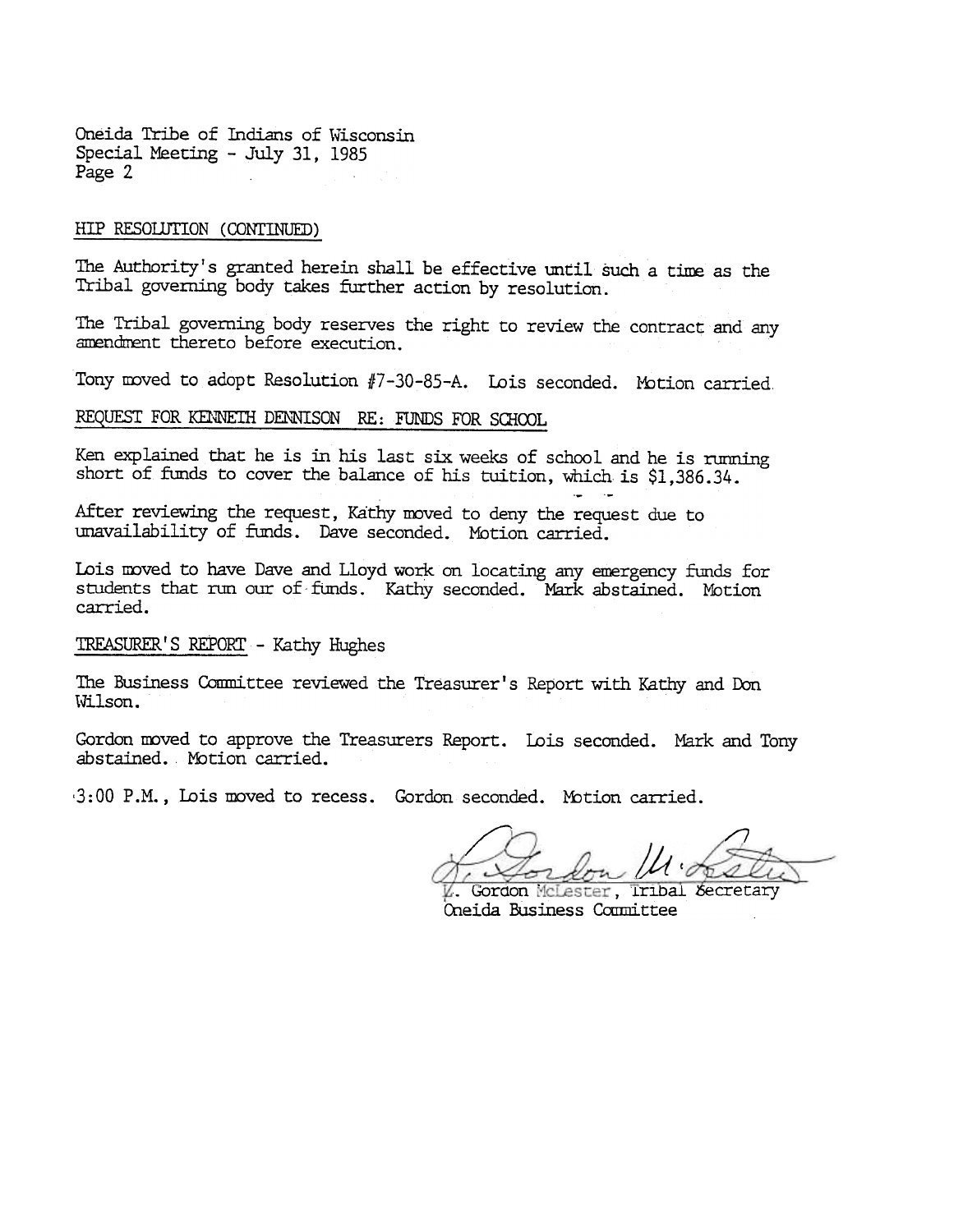Oneida Tribe of Indians of Wisconsin
Special Meeting - July 31, 1985
Page 2

HIP RESOLUTION (CONTINUED)

The Authority's granted herein shall be effective until such a time as the Tribal governing body takes further action by resolution.

The Tribal governing body reserves the right to review the contract and any amendment thereto before execution.

Tony moved to adopt Resolution #7-30-85-A. Lois seconded. Motion carried.

REQUEST FOR KENNETH DENNISON RE: FUNDS FOR SCHOOL

Ken explained that he is in his last six weeks of school and he is running short of funds to cover the balance of his tuition, which is $1,386.34.

After reviewing the request, Kathy moved to deny the request due to unavailability of funds. Dave seconded. Motion carried.

Lois moved to have Dave and Lloyd work on locating any emergency funds for students that run our of funds. Kathy seconded. Mark abstained. Motion carried.

TREASURER'S REPORT - Kathy Hughes

The Business Committee reviewed the Treasurer's Report with Kathy and Don Wilson.

Gordon moved to approve the Treasurers Report. Lois seconded. Mark and Tony abstained. Motion carried.

3:00 P.M., Lois moved to recess. Gordon seconded. Motion carried.

L. Gordon McLester, Tribal Secretary
Oneida Business Committee